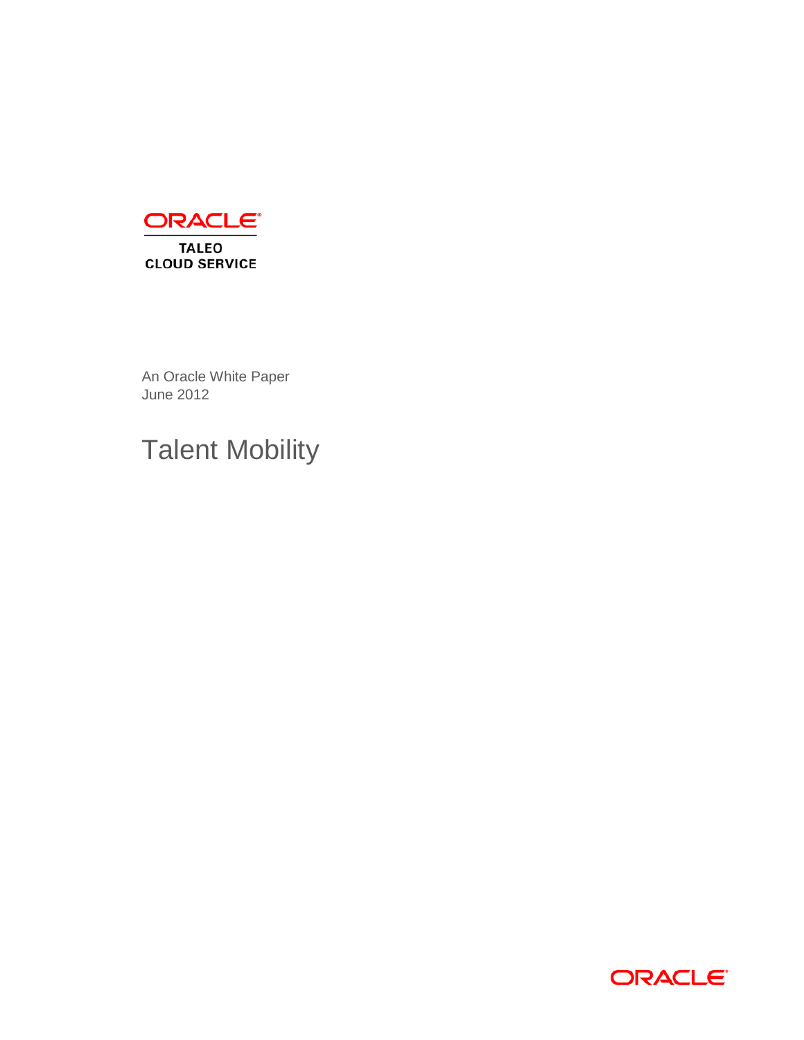ORACLE

TALEO
CLOUD SERVICE

An Oracle White Paper
June 2012

# Talent Mobility

ORACLE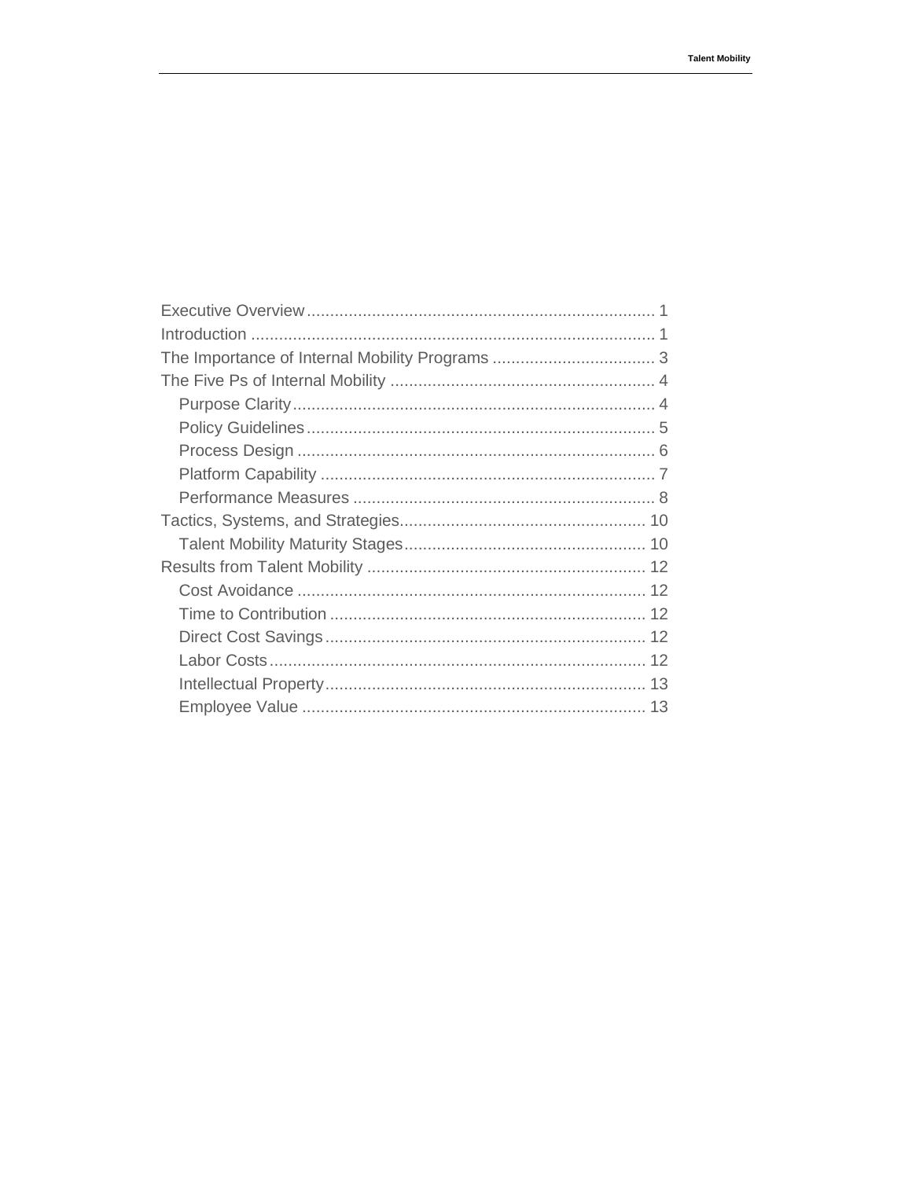Executive Overview .......................................................................... 1
Introduction ...................................................................................... 1
The Importance of Internal Mobility Programs ................................... 3
The Five Ps of Internal Mobility ......................................................... 4
- Purpose Clarity ............................................................................. 4
- Policy Guidelines .......................................................................... 5
- Process Design ............................................................................ 6
- Platform Capability ....................................................................... 7
- Performance Measures ................................................................ 8

Tactics, Systems, and Strategies .................................................... 10
- Talent Mobility Maturity Stages .................................................... 10

Results from Talent Mobility ............................................................ 12
- Cost Avoidance ........................................................................... 12
- Time to Contribution .................................................................... 12
- Direct Cost Savings ..................................................................... 12
- Labor Costs ................................................................................. 12
- Intellectual Property ..................................................................... 13
- Employee Value .......................................................................... 13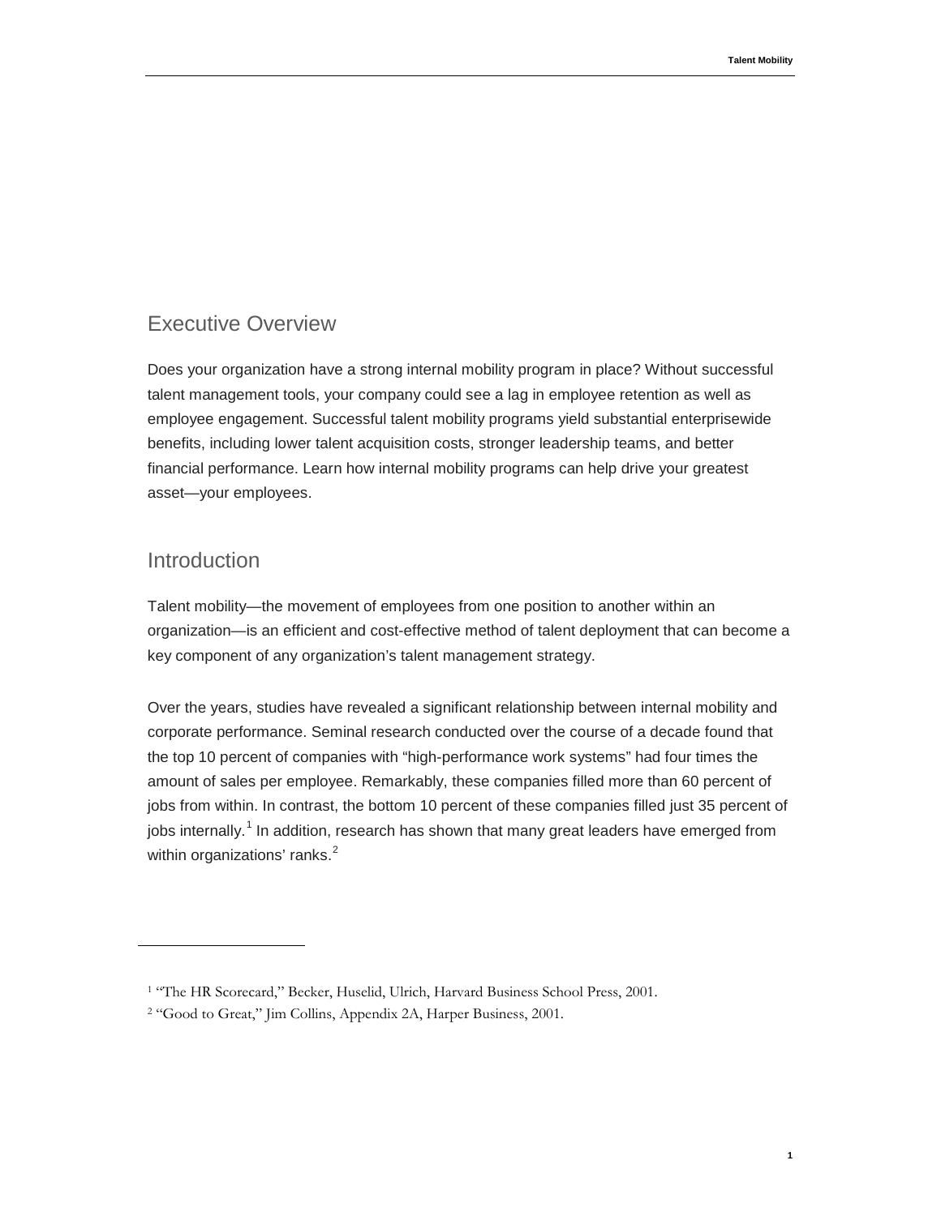## Executive Overview

Does your organization have a strong internal mobility program in place? Without successful talent management tools, your company could see a lag in employee retention as well as employee engagement. Successful talent mobility programs yield substantial enterprisewide benefits, including lower talent acquisition costs, stronger leadership teams, and better financial performance. Learn how internal mobility programs can help drive your greatest asset—your employees.

## Introduction

Talent mobility—the movement of employees from one position to another within an organization—is an efficient and cost-effective method of talent deployment that can become a key component of any organization's talent management strategy.

Over the years, studies have revealed a significant relationship between internal mobility and corporate performance. Seminal research conducted over the course of a decade found that the top 10 percent of companies with "high-performance work systems" had four times the amount of sales per employee. Remarkably, these companies filled more than 60 percent of jobs from within. In contrast, the bottom 10 percent of these companies filled just 35 percent of jobs internally.[1] In addition, research has shown that many great leaders have emerged from within organizations' ranks.[2]

---

[1] "The HR Scorecard," Becker, Huselid, Ulrich, Harvard Business School Press, 2001.

[2] "Good to Great," Jim Collins, Appendix 2A, Harper Business, 2001.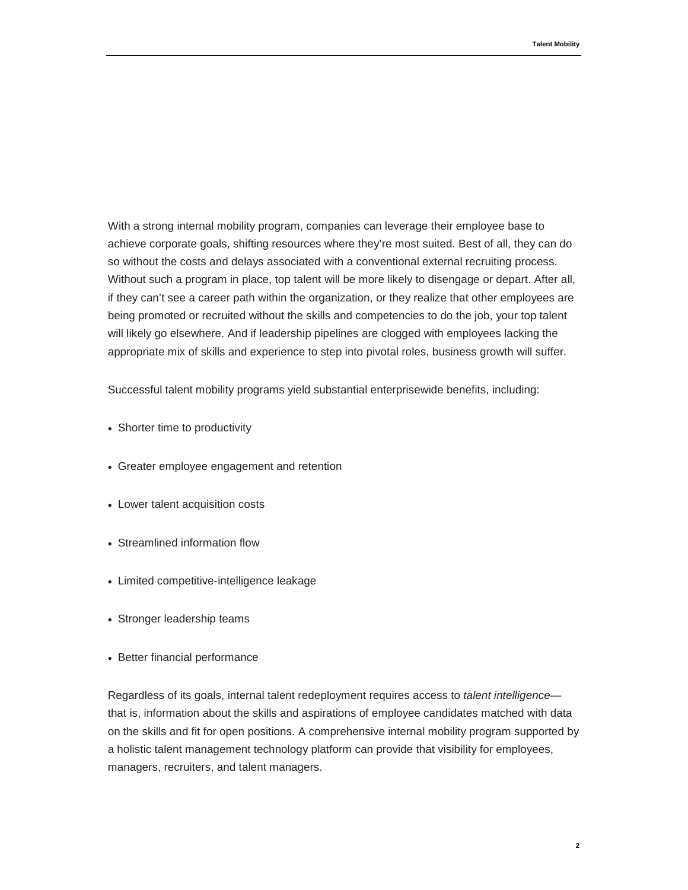With a strong internal mobility program, companies can leverage their employee base to achieve corporate goals, shifting resources where they're most suited. Best of all, they can do so without the costs and delays associated with a conventional external recruiting process. Without such a program in place, top talent will be more likely to disengage or depart. After all, if they can't see a career path within the organization, or they realize that other employees are being promoted or recruited without the skills and competencies to do the job, your top talent will likely go elsewhere. And if leadership pipelines are clogged with employees lacking the appropriate mix of skills and experience to step into pivotal roles, business growth will suffer.

Successful talent mobility programs yield substantial enterprisewide benefits, including:

- Shorter time to productivity
- Greater employee engagement and retention
- Lower talent acquisition costs
- Streamlined information flow
- Limited competitive-intelligence leakage
- Stronger leadership teams
- Better financial performance

Regardless of its goals, internal talent redeployment requires access to *talent intelligence*—that is, information about the skills and aspirations of employee candidates matched with data on the skills and fit for open positions. A comprehensive internal mobility program supported by a holistic talent management technology platform can provide that visibility for employees, managers, recruiters, and talent managers.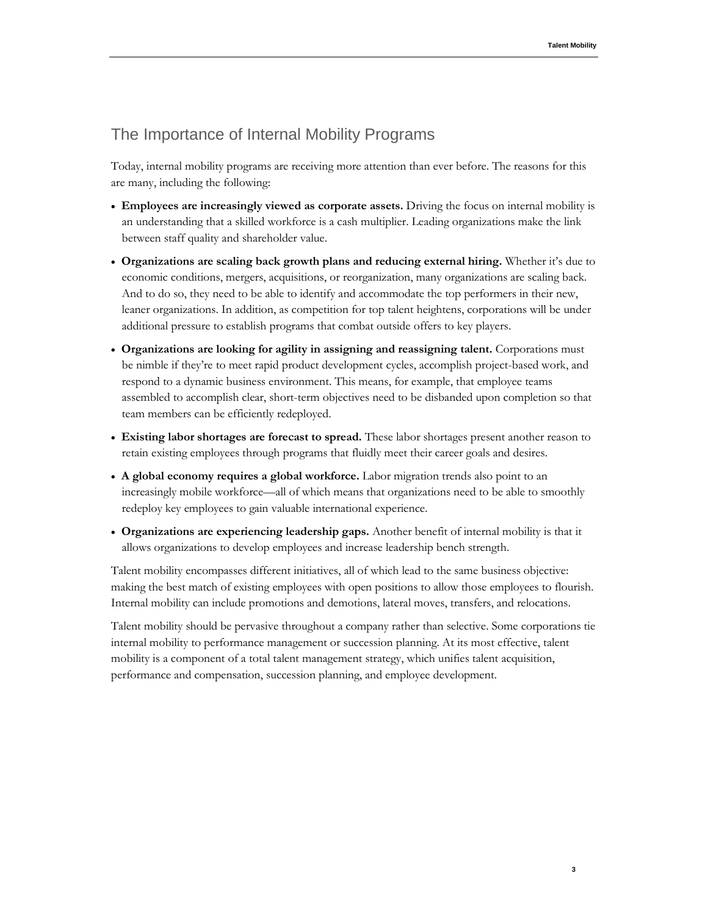## The Importance of Internal Mobility Programs

Today, internal mobility programs are receiving more attention than ever before. The reasons for this are many, including the following:

- **Employees are increasingly viewed as corporate assets.** Driving the focus on internal mobility is an understanding that a skilled workforce is a cash multiplier. Leading organizations make the link between staff quality and shareholder value.
- **Organizations are scaling back growth plans and reducing external hiring.** Whether it's due to economic conditions, mergers, acquisitions, or reorganization, many organizations are scaling back. And to do so, they need to be able to identify and accommodate the top performers in their new, leaner organizations. In addition, as competition for top talent heightens, corporations will be under additional pressure to establish programs that combat outside offers to key players.
- **Organizations are looking for agility in assigning and reassigning talent.** Corporations must be nimble if they're to meet rapid product development cycles, accomplish project-based work, and respond to a dynamic business environment. This means, for example, that employee teams assembled to accomplish clear, short-term objectives need to be disbanded upon completion so that team members can be efficiently redeployed.
- **Existing labor shortages are forecast to spread.** These labor shortages present another reason to retain existing employees through programs that fluidly meet their career goals and desires.
- **A global economy requires a global workforce.** Labor migration trends also point to an increasingly mobile workforce—all of which means that organizations need to be able to smoothly redeploy key employees to gain valuable international experience.
- **Organizations are experiencing leadership gaps.** Another benefit of internal mobility is that it allows organizations to develop employees and increase leadership bench strength.

Talent mobility encompasses different initiatives, all of which lead to the same business objective: making the best match of existing employees with open positions to allow those employees to flourish. Internal mobility can include promotions and demotions, lateral moves, transfers, and relocations.

Talent mobility should be pervasive throughout a company rather than selective. Some corporations tie internal mobility to performance management or succession planning. At its most effective, talent mobility is a component of a total talent management strategy, which unifies talent acquisition, performance and compensation, succession planning, and employee development.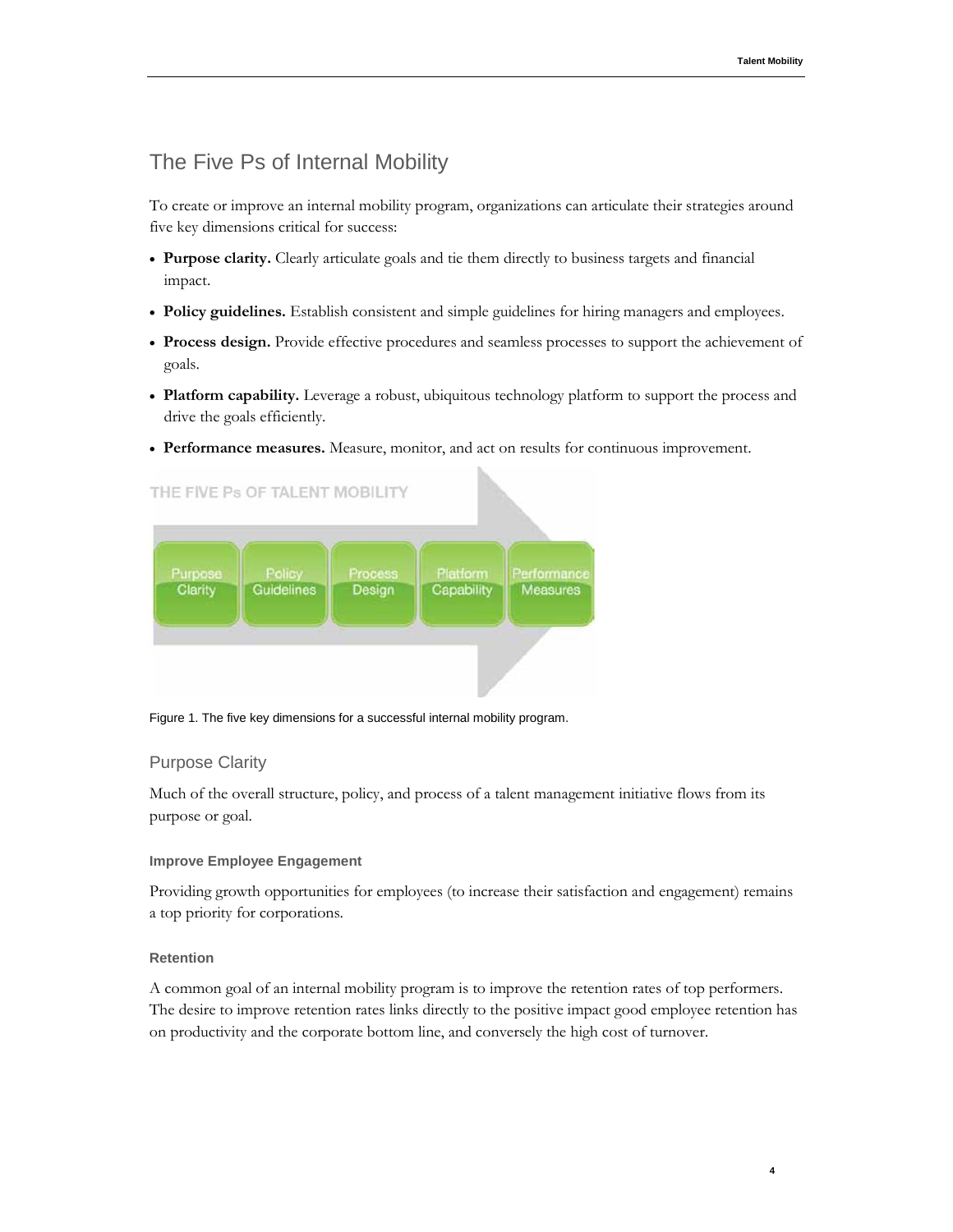## The Five Ps of Internal Mobility

To create or improve an internal mobility program, organizations can articulate their strategies around five key dimensions critical for success:

- **Purpose clarity.** Clearly articulate goals and tie them directly to business targets and financial impact.
- **Policy guidelines.** Establish consistent and simple guidelines for hiring managers and employees.
- **Process design.** Provide effective procedures and seamless processes to support the achievement of goals.
- **Platform capability.** Leverage a robust, ubiquitous technology platform to support the process and drive the goals efficiently.
- **Performance measures.** Measure, monitor, and act on results for continuous improvement.

THE FIVE Ps OF TALENT MOBILITY

Purpose Clarity → Policy Guidelines → Process Design → Platform Capability → Performance Measures

Figure 1. The five key dimensions for a successful internal mobility program.

### Purpose Clarity

Much of the overall structure, policy, and process of a talent management initiative flows from its purpose or goal.

#### Improve Employee Engagement

Providing growth opportunities for employees (to increase their satisfaction and engagement) remains a top priority for corporations.

#### Retention

A common goal of an internal mobility program is to improve the retention rates of top performers. The desire to improve retention rates links directly to the positive impact good employee retention has on productivity and the corporate bottom line, and conversely the high cost of turnover.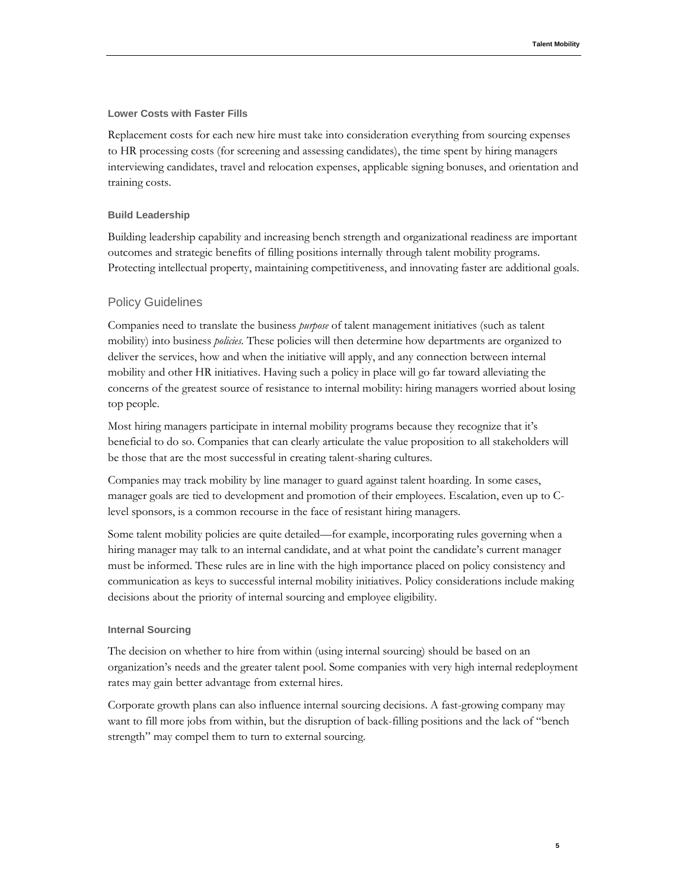### Lower Costs with Faster Fills

Replacement costs for each new hire must take into consideration everything from sourcing expenses to HR processing costs (for screening and assessing candidates), the time spent by hiring managers interviewing candidates, travel and relocation expenses, applicable signing bonuses, and orientation and training costs.

### Build Leadership

Building leadership capability and increasing bench strength and organizational readiness are important outcomes and strategic benefits of filling positions internally through talent mobility programs. Protecting intellectual property, maintaining competitiveness, and innovating faster are additional goals.

## Policy Guidelines

Companies need to translate the business *purpose* of talent management initiatives (such as talent mobility) into business *policies.* These policies will then determine how departments are organized to deliver the services, how and when the initiative will apply, and any connection between internal mobility and other HR initiatives. Having such a policy in place will go far toward alleviating the concerns of the greatest source of resistance to internal mobility: hiring managers worried about losing top people.

Most hiring managers participate in internal mobility programs because they recognize that it's beneficial to do so. Companies that can clearly articulate the value proposition to all stakeholders will be those that are the most successful in creating talent-sharing cultures.

Companies may track mobility by line manager to guard against talent hoarding. In some cases, manager goals are tied to development and promotion of their employees. Escalation, even up to C-level sponsors, is a common recourse in the face of resistant hiring managers.

Some talent mobility policies are quite detailed—for example, incorporating rules governing when a hiring manager may talk to an internal candidate, and at what point the candidate's current manager must be informed. These rules are in line with the high importance placed on policy consistency and communication as keys to successful internal mobility initiatives. Policy considerations include making decisions about the priority of internal sourcing and employee eligibility.

### Internal Sourcing

The decision on whether to hire from within (using internal sourcing) should be based on an organization's needs and the greater talent pool. Some companies with very high internal redeployment rates may gain better advantage from external hires.

Corporate growth plans can also influence internal sourcing decisions. A fast-growing company may want to fill more jobs from within, but the disruption of back-filling positions and the lack of "bench strength" may compel them to turn to external sourcing.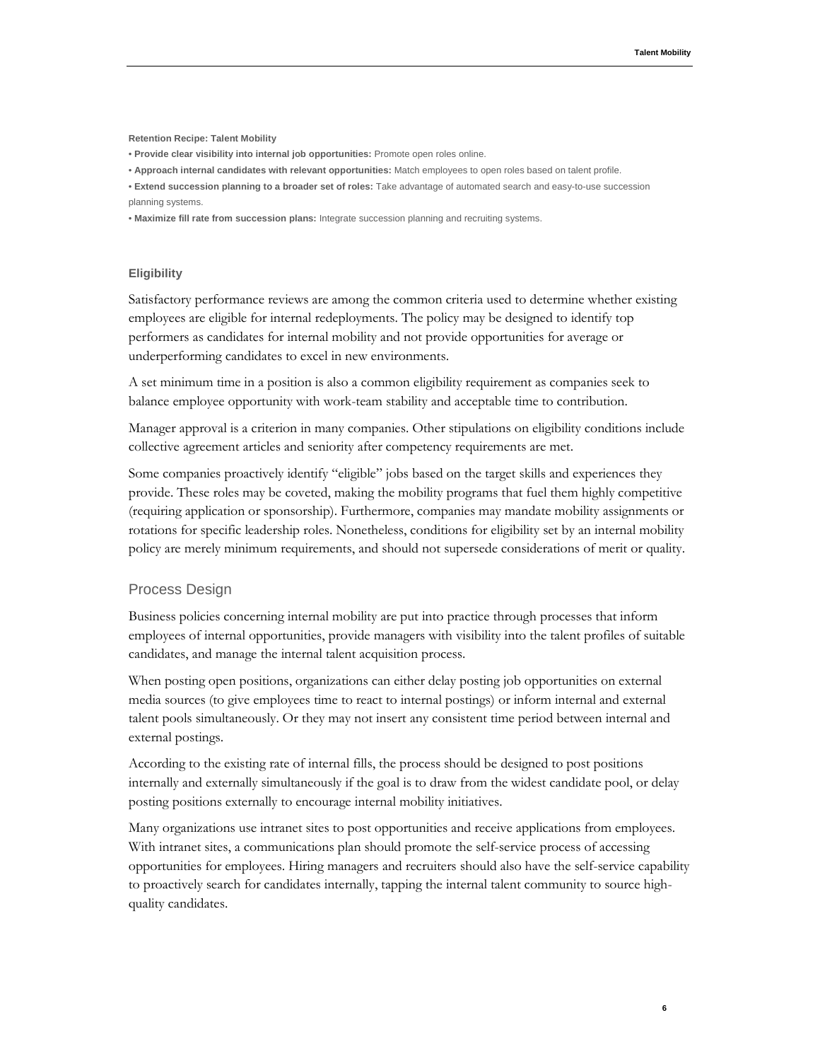**Retention Recipe: Talent Mobility**

- **Provide clear visibility into internal job opportunities:** Promote open roles online.
- **Approach internal candidates with relevant opportunities:** Match employees to open roles based on talent profile.
- **Extend succession planning to a broader set of roles:** Take advantage of automated search and easy-to-use succession planning systems.
- **Maximize fill rate from succession plans:** Integrate succession planning and recruiting systems.

### Eligibility

Satisfactory performance reviews are among the common criteria used to determine whether existing employees are eligible for internal redeployments. The policy may be designed to identify top performers as candidates for internal mobility and not provide opportunities for average or underperforming candidates to excel in new environments.

A set minimum time in a position is also a common eligibility requirement as companies seek to balance employee opportunity with work-team stability and acceptable time to contribution.

Manager approval is a criterion in many companies. Other stipulations on eligibility conditions include collective agreement articles and seniority after competency requirements are met.

Some companies proactively identify "eligible" jobs based on the target skills and experiences they provide. These roles may be coveted, making the mobility programs that fuel them highly competitive (requiring application or sponsorship). Furthermore, companies may mandate mobility assignments or rotations for specific leadership roles. Nonetheless, conditions for eligibility set by an internal mobility policy are merely minimum requirements, and should not supersede considerations of merit or quality.

## Process Design

Business policies concerning internal mobility are put into practice through processes that inform employees of internal opportunities, provide managers with visibility into the talent profiles of suitable candidates, and manage the internal talent acquisition process.

When posting open positions, organizations can either delay posting job opportunities on external media sources (to give employees time to react to internal postings) or inform internal and external talent pools simultaneously. Or they may not insert any consistent time period between internal and external postings.

According to the existing rate of internal fills, the process should be designed to post positions internally and externally simultaneously if the goal is to draw from the widest candidate pool, or delay posting positions externally to encourage internal mobility initiatives.

Many organizations use intranet sites to post opportunities and receive applications from employees. With intranet sites, a communications plan should promote the self-service process of accessing opportunities for employees. Hiring managers and recruiters should also have the self-service capability to proactively search for candidates internally, tapping the internal talent community to source high-quality candidates.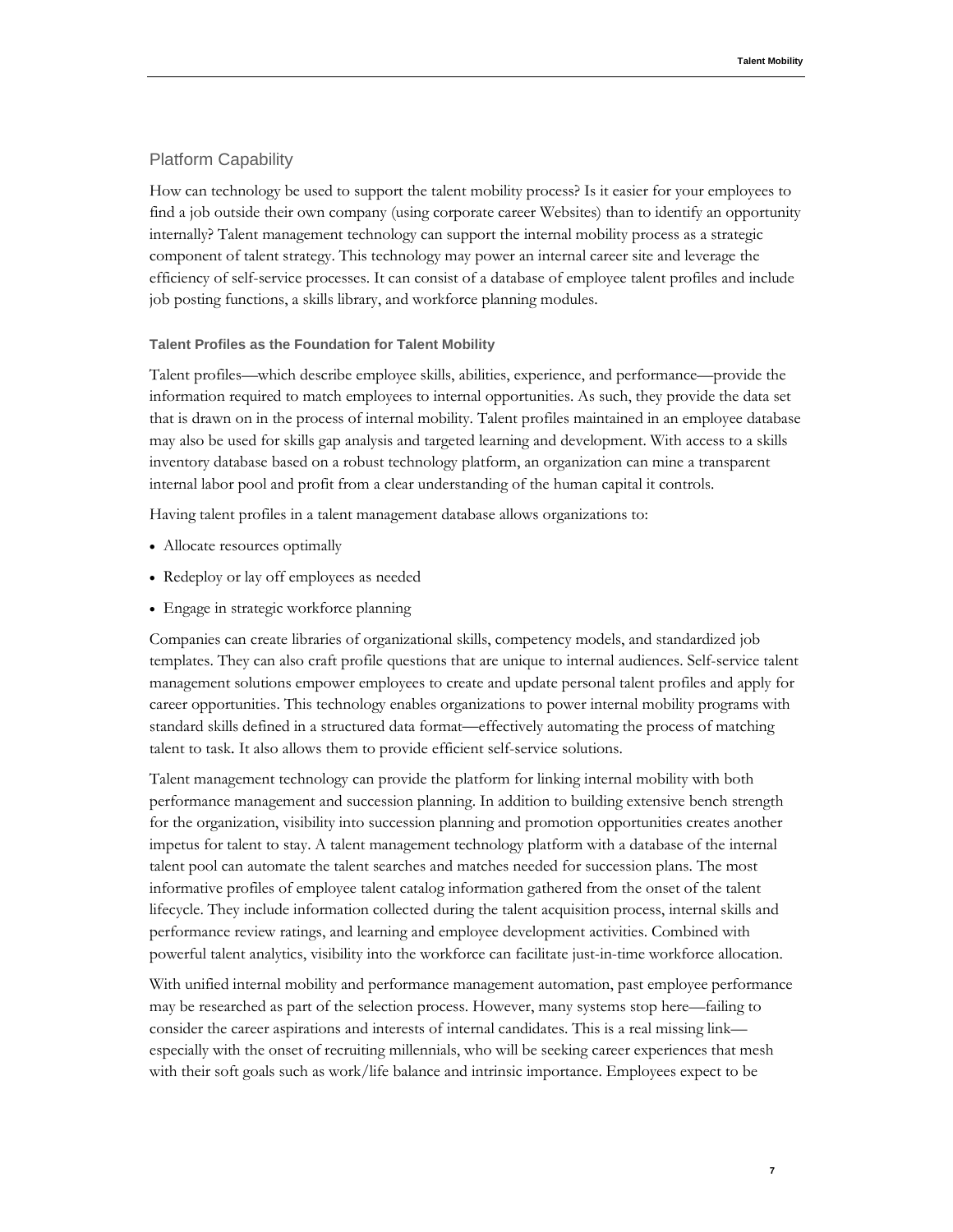## Platform Capability

How can technology be used to support the talent mobility process? Is it easier for your employees to find a job outside their own company (using corporate career Websites) than to identify an opportunity internally? Talent management technology can support the internal mobility process as a strategic component of talent strategy. This technology may power an internal career site and leverage the efficiency of self-service processes. It can consist of a database of employee talent profiles and include job posting functions, a skills library, and workforce planning modules.

### Talent Profiles as the Foundation for Talent Mobility

Talent profiles—which describe employee skills, abilities, experience, and performance—provide the information required to match employees to internal opportunities. As such, they provide the data set that is drawn on in the process of internal mobility. Talent profiles maintained in an employee database may also be used for skills gap analysis and targeted learning and development. With access to a skills inventory database based on a robust technology platform, an organization can mine a transparent internal labor pool and profit from a clear understanding of the human capital it controls.

Having talent profiles in a talent management database allows organizations to:

- Allocate resources optimally
- Redeploy or lay off employees as needed
- Engage in strategic workforce planning

Companies can create libraries of organizational skills, competency models, and standardized job templates. They can also craft profile questions that are unique to internal audiences. Self-service talent management solutions empower employees to create and update personal talent profiles and apply for career opportunities. This technology enables organizations to power internal mobility programs with standard skills defined in a structured data format—effectively automating the process of matching talent to task. It also allows them to provide efficient self-service solutions.

Talent management technology can provide the platform for linking internal mobility with both performance management and succession planning. In addition to building extensive bench strength for the organization, visibility into succession planning and promotion opportunities creates another impetus for talent to stay. A talent management technology platform with a database of the internal talent pool can automate the talent searches and matches needed for succession plans. The most informative profiles of employee talent catalog information gathered from the onset of the talent lifecycle. They include information collected during the talent acquisition process, internal skills and performance review ratings, and learning and employee development activities. Combined with powerful talent analytics, visibility into the workforce can facilitate just-in-time workforce allocation.

With unified internal mobility and performance management automation, past employee performance may be researched as part of the selection process. However, many systems stop here—failing to consider the career aspirations and interests of internal candidates. This is a real missing link—especially with the onset of recruiting millennials, who will be seeking career experiences that mesh with their soft goals such as work/life balance and intrinsic importance. Employees expect to be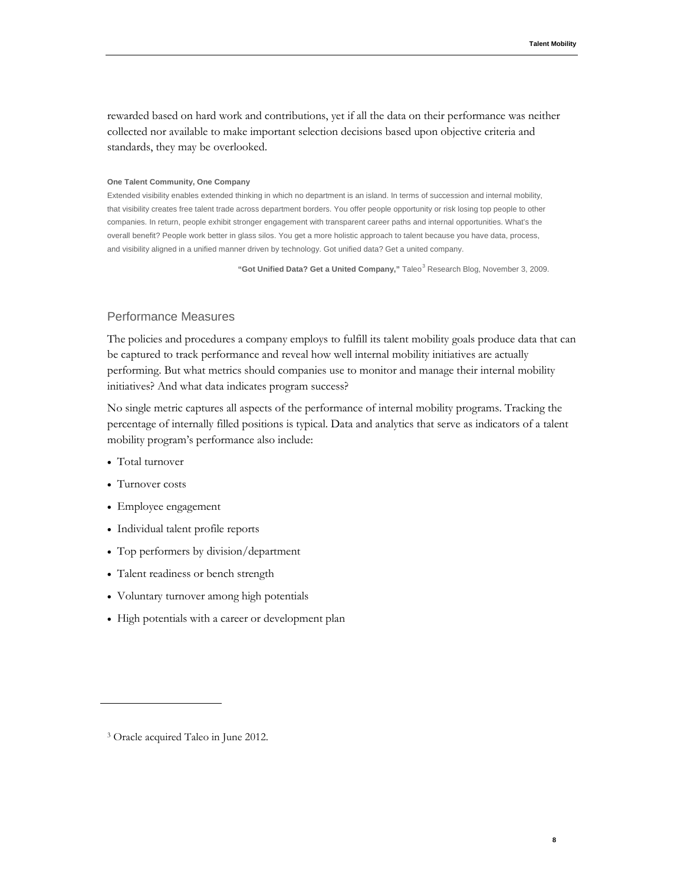rewarded based on hard work and contributions, yet if all the data on their performance was neither collected nor available to make important selection decisions based upon objective criteria and standards, they may be overlooked.

**One Talent Community, One Company**

Extended visibility enables extended thinking in which no department is an island. In terms of succession and internal mobility, that visibility creates free talent trade across department borders. You offer people opportunity or risk losing top people to other companies. In return, people exhibit stronger engagement with transparent career paths and internal opportunities. What's the overall benefit? People work better in glass silos. You get a more holistic approach to talent because you have data, process, and visibility aligned in a unified manner driven by technology. Got unified data? Get a united company.

**"Got Unified Data? Get a United Company,"** Taleo[3] Research Blog, November 3, 2009.

## Performance Measures

The policies and procedures a company employs to fulfill its talent mobility goals produce data that can be captured to track performance and reveal how well internal mobility initiatives are actually performing. But what metrics should companies use to monitor and manage their internal mobility initiatives? And what data indicates program success?

No single metric captures all aspects of the performance of internal mobility programs. Tracking the percentage of internally filled positions is typical. Data and analytics that serve as indicators of a talent mobility program's performance also include:

- Total turnover
- Turnover costs
- Employee engagement
- Individual talent profile reports
- Top performers by division/department
- Talent readiness or bench strength
- Voluntary turnover among high potentials
- High potentials with a career or development plan

[3] Oracle acquired Taleo in June 2012.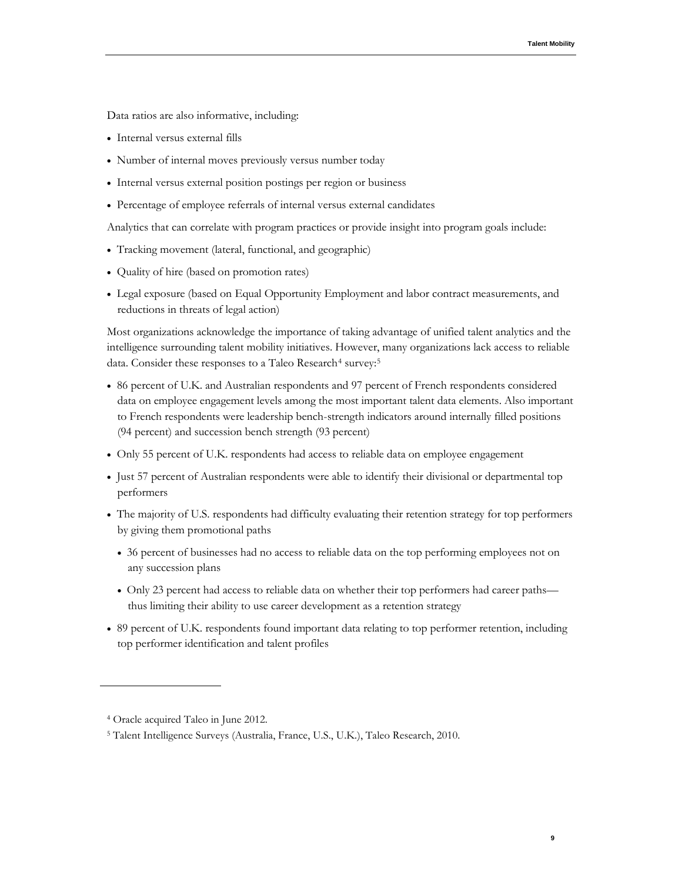Data ratios are also informative, including:

- Internal versus external fills
- Number of internal moves previously versus number today
- Internal versus external position postings per region or business
- Percentage of employee referrals of internal versus external candidates

Analytics that can correlate with program practices or provide insight into program goals include:

- Tracking movement (lateral, functional, and geographic)
- Quality of hire (based on promotion rates)
- Legal exposure (based on Equal Opportunity Employment and labor contract measurements, and reductions in threats of legal action)

Most organizations acknowledge the importance of taking advantage of unified talent analytics and the intelligence surrounding talent mobility initiatives. However, many organizations lack access to reliable data. Consider these responses to a Taleo Research[4] survey:[5]

- 86 percent of U.K. and Australian respondents and 97 percent of French respondents considered data on employee engagement levels among the most important talent data elements. Also important to French respondents were leadership bench-strength indicators around internally filled positions (94 percent) and succession bench strength (93 percent)
- Only 55 percent of U.K. respondents had access to reliable data on employee engagement
- Just 57 percent of Australian respondents were able to identify their divisional or departmental top performers
- The majority of U.S. respondents had difficulty evaluating their retention strategy for top performers by giving them promotional paths
  - 36 percent of businesses had no access to reliable data on the top performing employees not on any succession plans
  - Only 23 percent had access to reliable data on whether their top performers had career paths—thus limiting their ability to use career development as a retention strategy
- 89 percent of U.K. respondents found important data relating to top performer retention, including top performer identification and talent profiles

---

[4] Oracle acquired Taleo in June 2012.

[5] Talent Intelligence Surveys (Australia, France, U.S., U.K.), Taleo Research, 2010.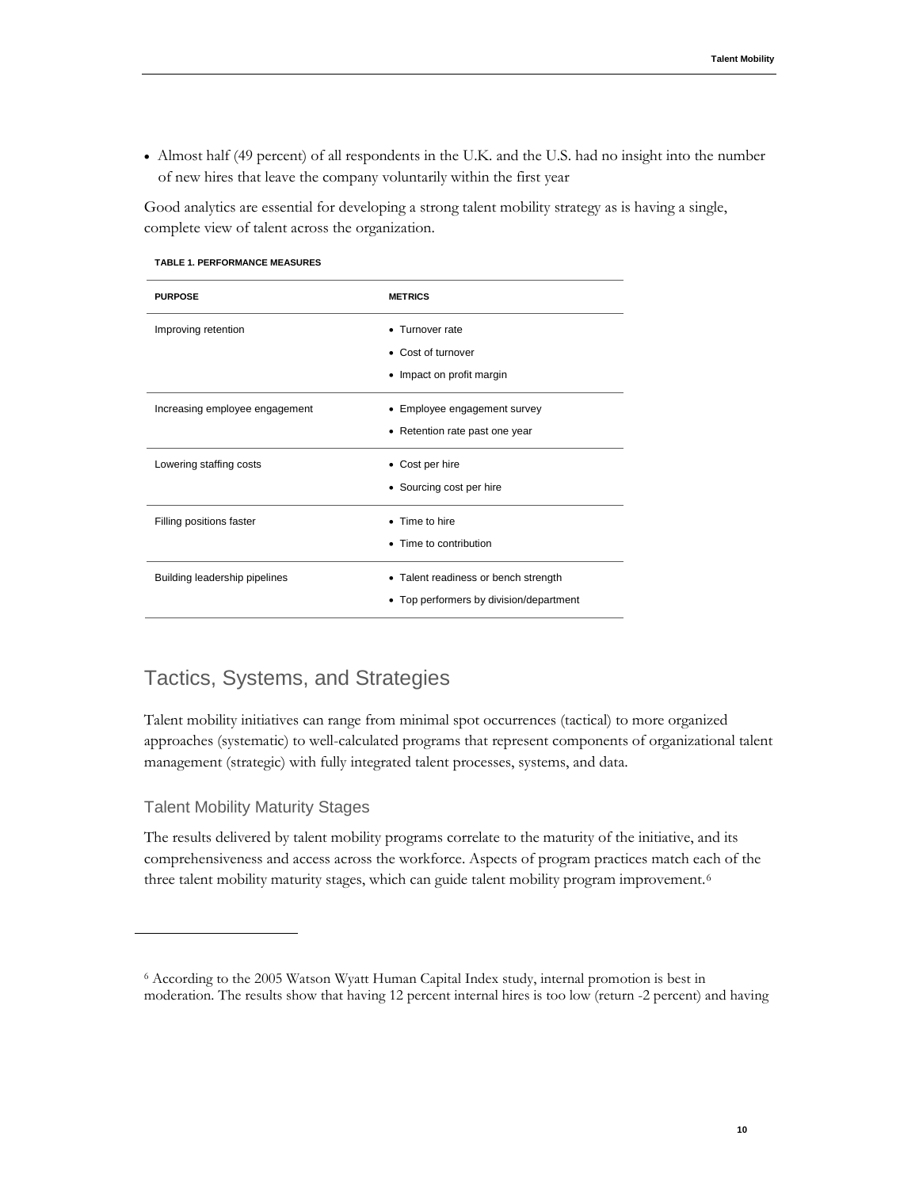- Almost half (49 percent) of all respondents in the U.K. and the U.S. had no insight into the number of new hires that leave the company voluntarily within the first year

Good analytics are essential for developing a strong talent mobility strategy as is having a single, complete view of talent across the organization.

**TABLE 1. PERFORMANCE MEASURES**

| PURPOSE | METRICS |
|---|---|
| Improving retention | • Turnover rate<br>• Cost of turnover<br>• Impact on profit margin |
| Increasing employee engagement | • Employee engagement survey<br>• Retention rate past one year |
| Lowering staffing costs | • Cost per hire<br>• Sourcing cost per hire |
| Filling positions faster | • Time to hire<br>• Time to contribution |
| Building leadership pipelines | • Talent readiness or bench strength<br>• Top performers by division/department |

## Tactics, Systems, and Strategies

Talent mobility initiatives can range from minimal spot occurrences (tactical) to more organized approaches (systematic) to well-calculated programs that represent components of organizational talent management (strategic) with fully integrated talent processes, systems, and data.

### Talent Mobility Maturity Stages

The results delivered by talent mobility programs correlate to the maturity of the initiative, and its comprehensiveness and access across the workforce. Aspects of program practices match each of the three talent mobility maturity stages, which can guide talent mobility program improvement.[6]

[6] According to the 2005 Watson Wyatt Human Capital Index study, internal promotion is best in moderation. The results show that having 12 percent internal hires is too low (return -2 percent) and having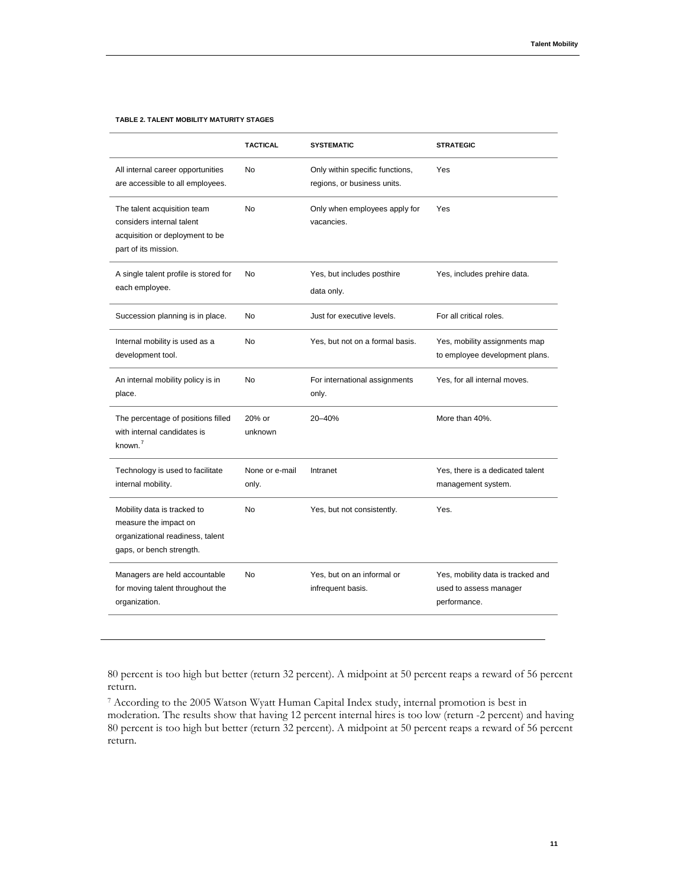**TABLE 2. TALENT MOBILITY MATURITY STAGES**

| | TACTICAL | SYSTEMATIC | STRATEGIC |
|---|---|---|---|
| All internal career opportunities are accessible to all employees. | No | Only within specific functions, regions, or business units. | Yes |
| The talent acquisition team considers internal talent acquisition or deployment to be part of its mission. | No | Only when employees apply for vacancies. | Yes |
| A single talent profile is stored for each employee. | No | Yes, but includes posthire data only. | Yes, includes prehire data. |
| Succession planning is in place. | No | Just for executive levels. | For all critical roles. |
| Internal mobility is used as a development tool. | No | Yes, but not on a formal basis. | Yes, mobility assignments map to employee development plans. |
| An internal mobility policy is in place. | No | For international assignments only. | Yes, for all internal moves. |
| The percentage of positions filled with internal candidates is known.[7] | 20% or unknown | 20–40% | More than 40%. |
| Technology is used to facilitate internal mobility. | None or e-mail only. | Intranet | Yes, there is a dedicated talent management system. |
| Mobility data is tracked to measure the impact on organizational readiness, talent gaps, or bench strength. | No | Yes, but not consistently. | Yes. |
| Managers are held accountable for moving talent throughout the organization. | No | Yes, but on an informal or infrequent basis. | Yes, mobility data is tracked and used to assess manager performance. |

80 percent is too high but better (return 32 percent). A midpoint at 50 percent reaps a reward of 56 percent return.

[7] According to the 2005 Watson Wyatt Human Capital Index study, internal promotion is best in moderation. The results show that having 12 percent internal hires is too low (return -2 percent) and having 80 percent is too high but better (return 32 percent). A midpoint at 50 percent reaps a reward of 56 percent return.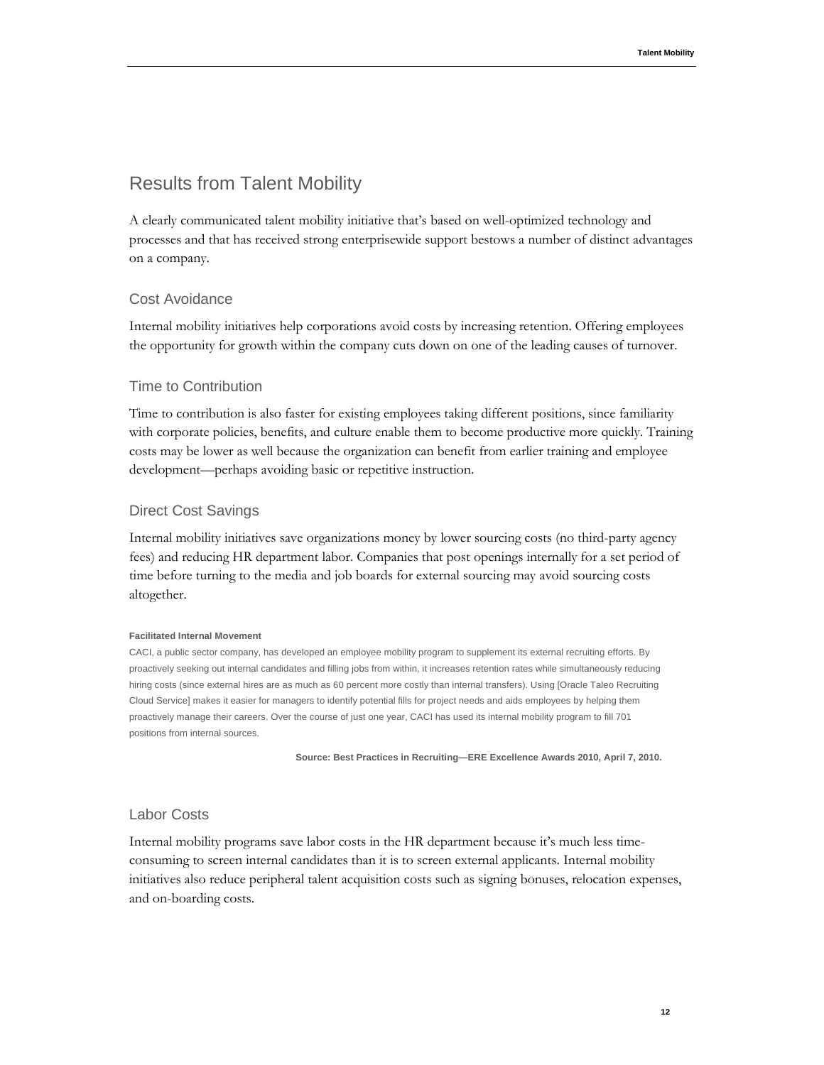## Results from Talent Mobility

A clearly communicated talent mobility initiative that's based on well-optimized technology and processes and that has received strong enterprisewide support bestows a number of distinct advantages on a company.

### Cost Avoidance

Internal mobility initiatives help corporations avoid costs by increasing retention. Offering employees the opportunity for growth within the company cuts down on one of the leading causes of turnover.

### Time to Contribution

Time to contribution is also faster for existing employees taking different positions, since familiarity with corporate policies, benefits, and culture enable them to become productive more quickly. Training costs may be lower as well because the organization can benefit from earlier training and employee development—perhaps avoiding basic or repetitive instruction.

### Direct Cost Savings

Internal mobility initiatives save organizations money by lower sourcing costs (no third-party agency fees) and reducing HR department labor. Companies that post openings internally for a set period of time before turning to the media and job boards for external sourcing may avoid sourcing costs altogether.

**Facilitated Internal Movement**

CACI, a public sector company, has developed an employee mobility program to supplement its external recruiting efforts. By proactively seeking out internal candidates and filling jobs from within, it increases retention rates while simultaneously reducing hiring costs (since external hires are as much as 60 percent more costly than internal transfers). Using [Oracle Taleo Recruiting Cloud Service] makes it easier for managers to identify potential fills for project needs and aids employees by helping them proactively manage their careers. Over the course of just one year, CACI has used its internal mobility program to fill 701 positions from internal sources.

**Source: Best Practices in Recruiting—ERE Excellence Awards 2010, April 7, 2010.**

### Labor Costs

Internal mobility programs save labor costs in the HR department because it's much less time-consuming to screen internal candidates than it is to screen external applicants. Internal mobility initiatives also reduce peripheral talent acquisition costs such as signing bonuses, relocation expenses, and on-boarding costs.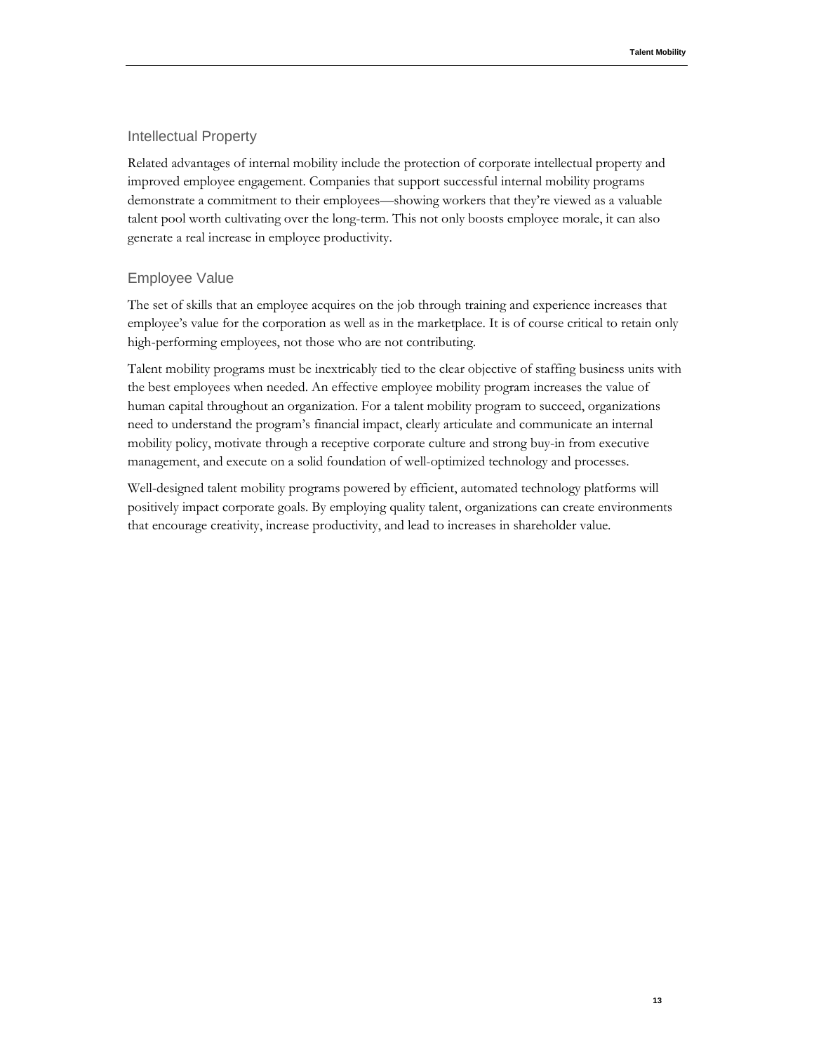## Intellectual Property

Related advantages of internal mobility include the protection of corporate intellectual property and improved employee engagement. Companies that support successful internal mobility programs demonstrate a commitment to their employees—showing workers that they're viewed as a valuable talent pool worth cultivating over the long-term. This not only boosts employee morale, it can also generate a real increase in employee productivity.

## Employee Value

The set of skills that an employee acquires on the job through training and experience increases that employee's value for the corporation as well as in the marketplace. It is of course critical to retain only high-performing employees, not those who are not contributing.

Talent mobility programs must be inextricably tied to the clear objective of staffing business units with the best employees when needed. An effective employee mobility program increases the value of human capital throughout an organization. For a talent mobility program to succeed, organizations need to understand the program's financial impact, clearly articulate and communicate an internal mobility policy, motivate through a receptive corporate culture and strong buy-in from executive management, and execute on a solid foundation of well-optimized technology and processes.

Well-designed talent mobility programs powered by efficient, automated technology platforms will positively impact corporate goals. By employing quality talent, organizations can create environments that encourage creativity, increase productivity, and lead to increases in shareholder value.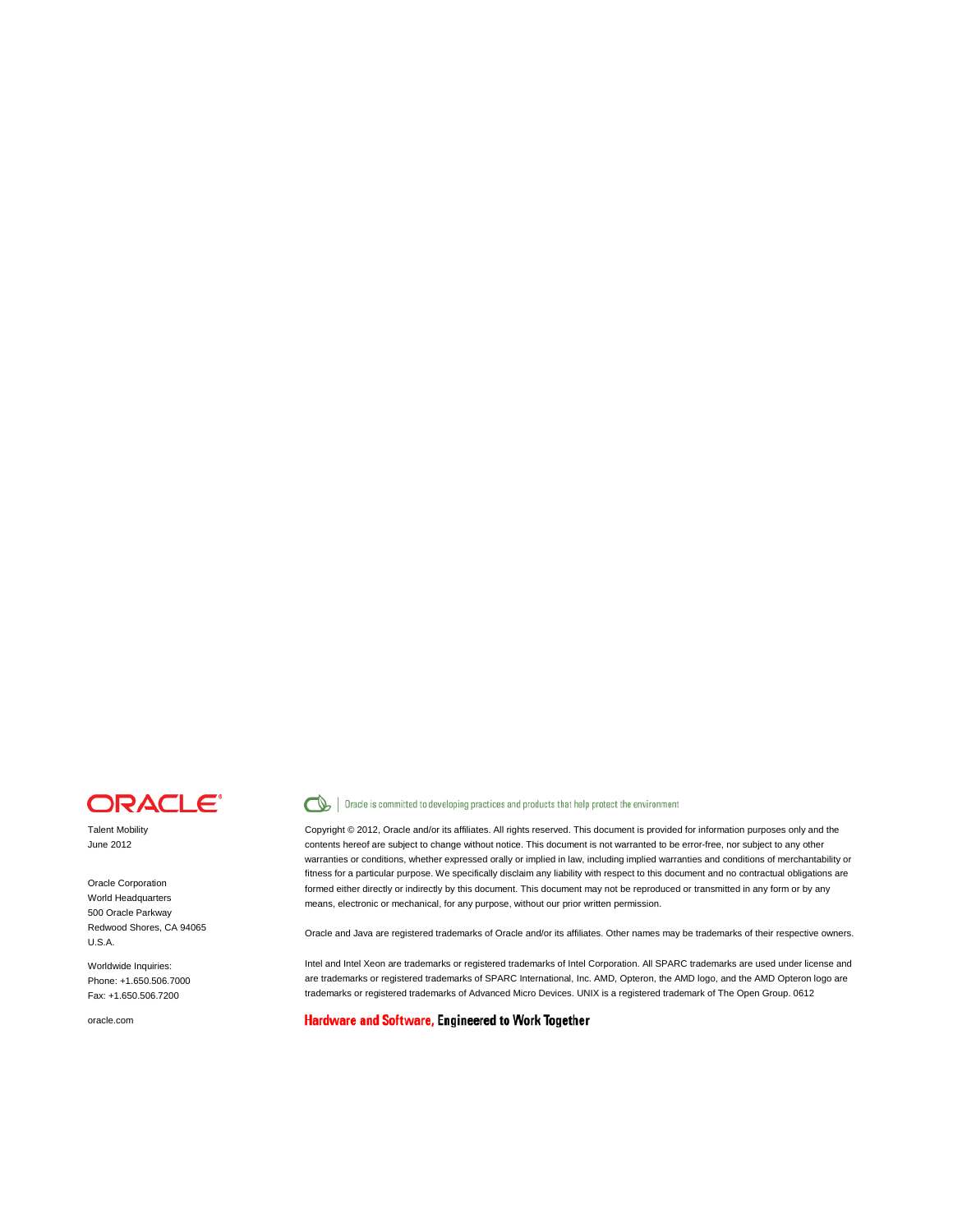ORACLE

Talent Mobility
June 2012

Oracle Corporation
World Headquarters
500 Oracle Parkway
Redwood Shores, CA 94065
U.S.A.

Worldwide Inquiries:
Phone: +1.650.506.7000
Fax: +1.650.506.7200

oracle.com

Oracle is committed to developing practices and products that help protect the environment

Copyright © 2012, Oracle and/or its affiliates. All rights reserved. This document is provided for information purposes only and the contents hereof are subject to change without notice. This document is not warranted to be error-free, nor subject to any other warranties or conditions, whether expressed orally or implied in law, including implied warranties and conditions of merchantability or fitness for a particular purpose. We specifically disclaim any liability with respect to this document and no contractual obligations are formed either directly or indirectly by this document. This document may not be reproduced or transmitted in any form or by any means, electronic or mechanical, for any purpose, without our prior written permission.

Oracle and Java are registered trademarks of Oracle and/or its affiliates. Other names may be trademarks of their respective owners.

Intel and Intel Xeon are trademarks or registered trademarks of Intel Corporation. All SPARC trademarks are used under license and are trademarks or registered trademarks of SPARC International, Inc. AMD, Opteron, the AMD logo, and the AMD Opteron logo are trademarks or registered trademarks of Advanced Micro Devices. UNIX is a registered trademark of The Open Group. 0612

**Hardware and Software, Engineered to Work Together**